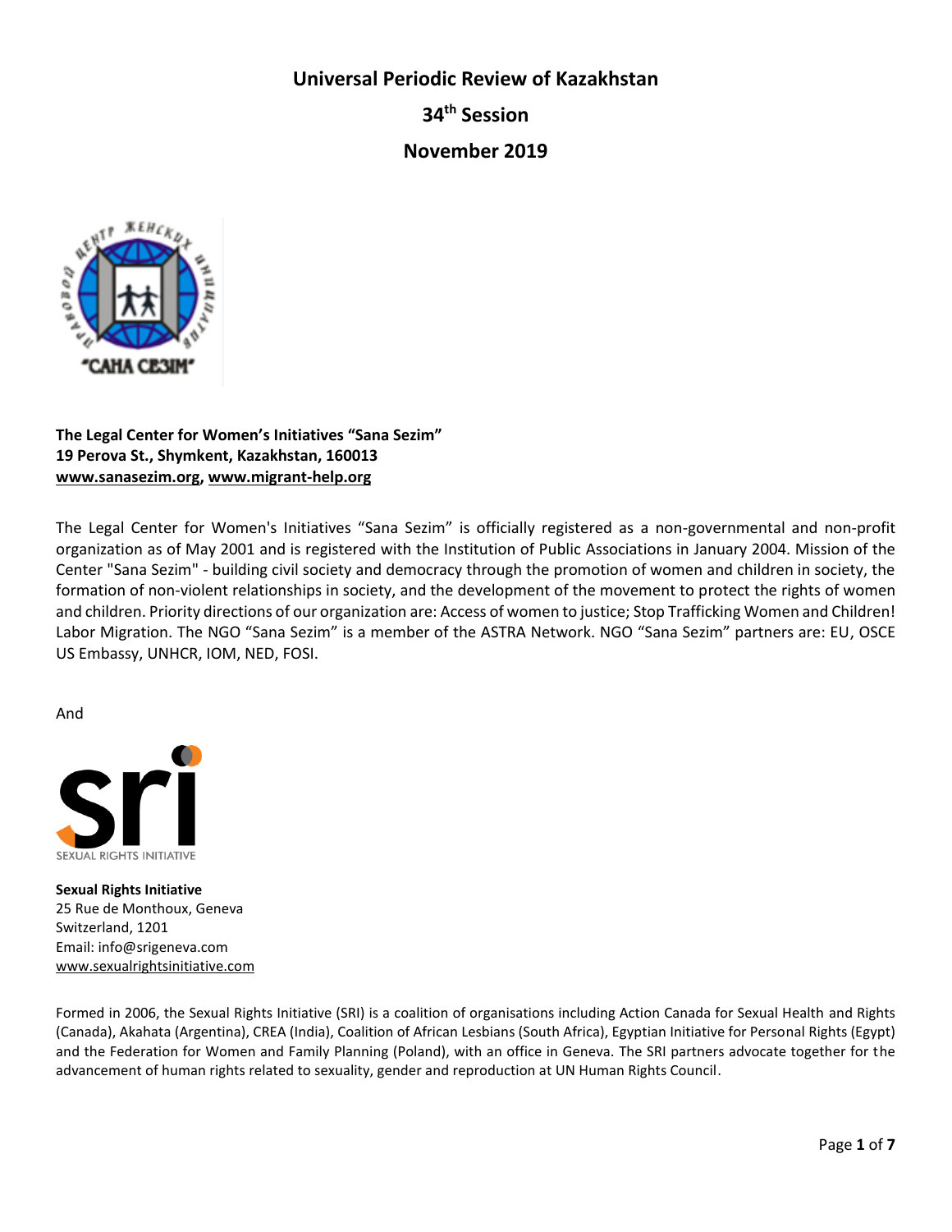# Universal Periodic Review of Kazakhstan

## 34th Session

## November 2019

**The Legal Center for Women's Initiatives "Sana Sezim"**
**19 Perova St., Shymkent, Kazakhstan, 160013**
**www.sanasezim.org, www.migrant-help.org**

The Legal Center for Women's Initiatives "Sana Sezim" is officially registered as a non-governmental and non-profit organization as of May 2001 and is registered with the Institution of Public Associations in January 2004. Mission of the Center "Sana Sezim" - building civil society and democracy through the promotion of women and children in society, the formation of non-violent relationships in society, and the development of the movement to protect the rights of women and children. Priority directions of our organization are: Access of women to justice; Stop Trafficking Women and Children! Labor Migration. The NGO "Sana Sezim" is a member of the ASTRA Network. NGO "Sana Sezim" partners are: EU, OSCE US Embassy, UNHCR, IOM, NED, FOSI.

And

**Sexual Rights Initiative**
25 Rue de Monthoux, Geneva
Switzerland, 1201
Email: info@srigeneva.com
www.sexualrightsinitiative.com

Formed in 2006, the Sexual Rights Initiative (SRI) is a coalition of organisations including Action Canada for Sexual Health and Rights (Canada), Akahata (Argentina), CREA (India), Coalition of African Lesbians (South Africa), Egyptian Initiative for Personal Rights (Egypt) and the Federation for Women and Family Planning (Poland), with an office in Geneva. The SRI partners advocate together for the advancement of human rights related to sexuality, gender and reproduction at UN Human Rights Council.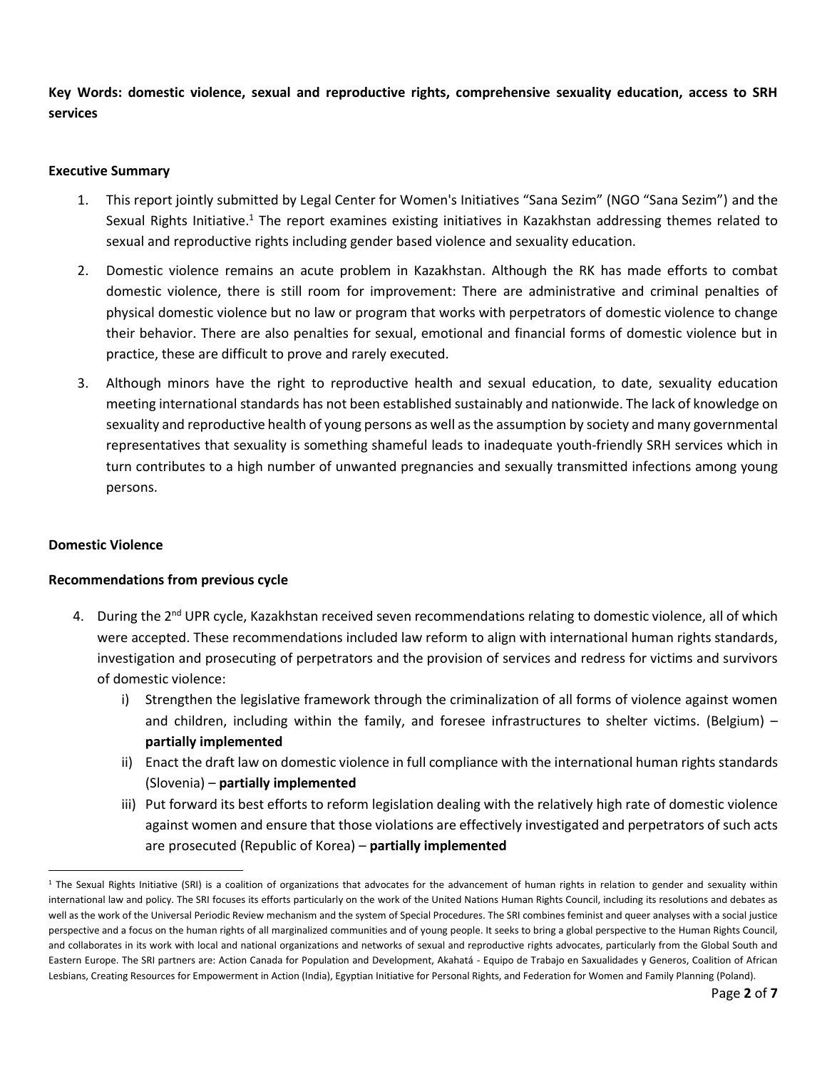**Key Words: domestic violence, sexual and reproductive rights, comprehensive sexuality education, access to SRH services**

**Executive Summary**

1. This report jointly submitted by Legal Center for Women's Initiatives "Sana Sezim" (NGO "Sana Sezim") and the Sexual Rights Initiative.[1] The report examines existing initiatives in Kazakhstan addressing themes related to sexual and reproductive rights including gender based violence and sexuality education.

2. Domestic violence remains an acute problem in Kazakhstan. Although the RK has made efforts to combat domestic violence, there is still room for improvement: There are administrative and criminal penalties of physical domestic violence but no law or program that works with perpetrators of domestic violence to change their behavior. There are also penalties for sexual, emotional and financial forms of domestic violence but in practice, these are difficult to prove and rarely executed.

3. Although minors have the right to reproductive health and sexual education, to date, sexuality education meeting international standards has not been established sustainably and nationwide. The lack of knowledge on sexuality and reproductive health of young persons as well as the assumption by society and many governmental representatives that sexuality is something shameful leads to inadequate youth-friendly SRH services which in turn contributes to a high number of unwanted pregnancies and sexually transmitted infections among young persons.

**Domestic Violence**

**Recommendations from previous cycle**

4. During the 2nd UPR cycle, Kazakhstan received seven recommendations relating to domestic violence, all of which were accepted. These recommendations included law reform to align with international human rights standards, investigation and prosecuting of perpetrators and the provision of services and redress for victims and survivors of domestic violence:
   i) Strengthen the legislative framework through the criminalization of all forms of violence against women and children, including within the family, and foresee infrastructures to shelter victims. (Belgium) – **partially implemented**
   ii) Enact the draft law on domestic violence in full compliance with the international human rights standards (Slovenia) – **partially implemented**
   iii) Put forward its best efforts to reform legislation dealing with the relatively high rate of domestic violence against women and ensure that those violations are effectively investigated and perpetrators of such acts are prosecuted (Republic of Korea) – **partially implemented**

---

[1] The Sexual Rights Initiative (SRI) is a coalition of organizations that advocates for the advancement of human rights in relation to gender and sexuality within international law and policy. The SRI focuses its efforts particularly on the work of the United Nations Human Rights Council, including its resolutions and debates as well as the work of the Universal Periodic Review mechanism and the system of Special Procedures. The SRI combines feminist and queer analyses with a social justice perspective and a focus on the human rights of all marginalized communities and of young people. It seeks to bring a global perspective to the Human Rights Council, and collaborates in its work with local and national organizations and networks of sexual and reproductive rights advocates, particularly from the Global South and Eastern Europe. The SRI partners are: Action Canada for Population and Development, Akahatá - Equipo de Trabajo en Saxualidades y Generos, Coalition of African Lesbians, Creating Resources for Empowerment in Action (India), Egyptian Initiative for Personal Rights, and Federation for Women and Family Planning (Poland).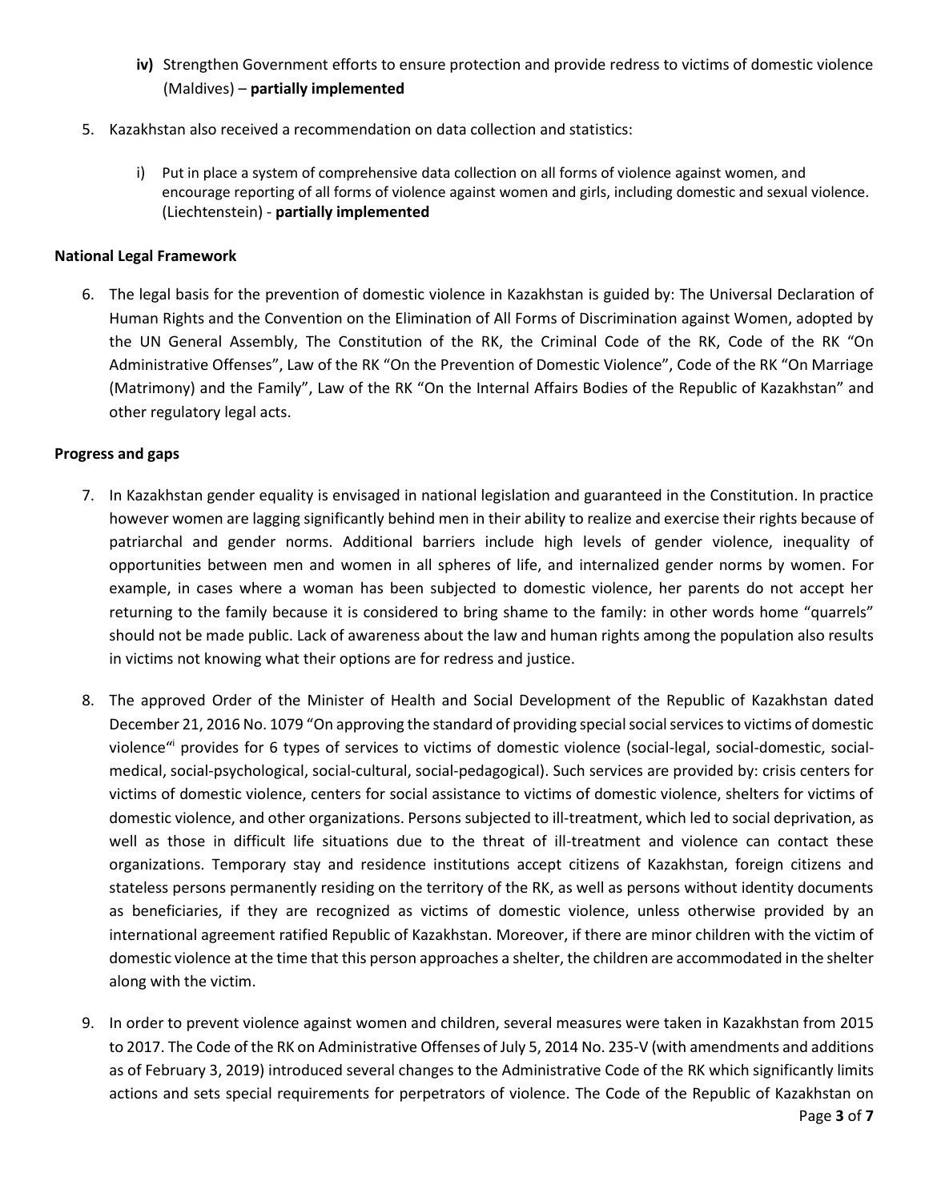iv) Strengthen Government efforts to ensure protection and provide redress to victims of domestic violence (Maldives) – **partially implemented**

5. Kazakhstan also received a recommendation on data collection and statistics:

   i) Put in place a system of comprehensive data collection on all forms of violence against women, and encourage reporting of all forms of violence against women and girls, including domestic and sexual violence. (Liechtenstein) - **partially implemented**

**National Legal Framework**

6. The legal basis for the prevention of domestic violence in Kazakhstan is guided by: The Universal Declaration of Human Rights and the Convention on the Elimination of All Forms of Discrimination against Women, adopted by the UN General Assembly, The Constitution of the RK, the Criminal Code of the RK, Code of the RK "On Administrative Offenses", Law of the RK "On the Prevention of Domestic Violence", Code of the RK "On Marriage (Matrimony) and the Family", Law of the RK "On the Internal Affairs Bodies of the Republic of Kazakhstan" and other regulatory legal acts.

**Progress and gaps**

7. In Kazakhstan gender equality is envisaged in national legislation and guaranteed in the Constitution. In practice however women are lagging significantly behind men in their ability to realize and exercise their rights because of patriarchal and gender norms. Additional barriers include high levels of gender violence, inequality of opportunities between men and women in all spheres of life, and internalized gender norms by women. For example, in cases where a woman has been subjected to domestic violence, her parents do not accept her returning to the family because it is considered to bring shame to the family: in other words home "quarrels" should not be made public. Lack of awareness about the law and human rights among the population also results in victims not knowing what their options are for redress and justice.

8. The approved Order of the Minister of Health and Social Development of the Republic of Kazakhstan dated December 21, 2016 No. 1079 "On approving the standard of providing special social services to victims of domestic violence"[i] provides for 6 types of services to victims of domestic violence (social-legal, social-domestic, social-medical, social-psychological, social-cultural, social-pedagogical). Such services are provided by: crisis centers for victims of domestic violence, centers for social assistance to victims of domestic violence, shelters for victims of domestic violence, and other organizations. Persons subjected to ill-treatment, which led to social deprivation, as well as those in difficult life situations due to the threat of ill-treatment and violence can contact these organizations. Temporary stay and residence institutions accept citizens of Kazakhstan, foreign citizens and stateless persons permanently residing on the territory of the RK, as well as persons without identity documents as beneficiaries, if they are recognized as victims of domestic violence, unless otherwise provided by an international agreement ratified Republic of Kazakhstan. Moreover, if there are minor children with the victim of domestic violence at the time that this person approaches a shelter, the children are accommodated in the shelter along with the victim.

9. In order to prevent violence against women and children, several measures were taken in Kazakhstan from 2015 to 2017. The Code of the RK on Administrative Offenses of July 5, 2014 No. 235-V (with amendments and additions as of February 3, 2019) introduced several changes to the Administrative Code of the RK which significantly limits actions and sets special requirements for perpetrators of violence. The Code of the Republic of Kazakhstan on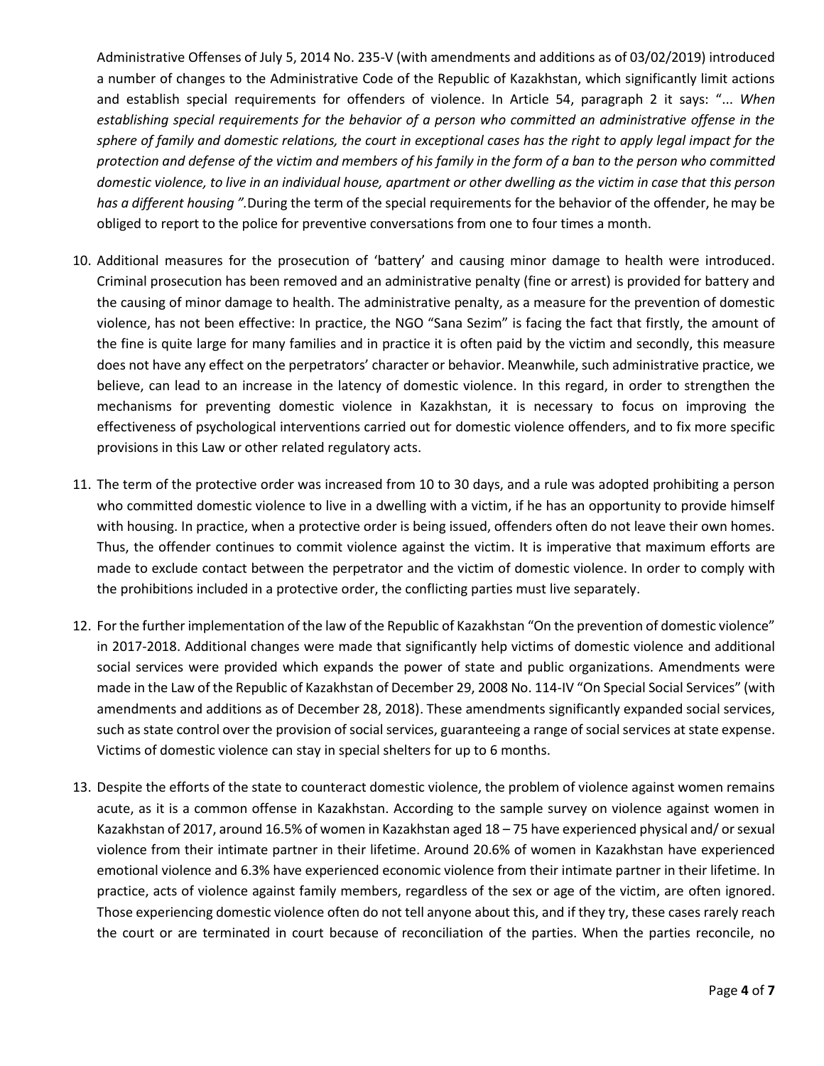Administrative Offenses of July 5, 2014 No. 235-V (with amendments and additions as of 03/02/2019) introduced a number of changes to the Administrative Code of the Republic of Kazakhstan, which significantly limit actions and establish special requirements for offenders of violence. In Article 54, paragraph 2 it says: "... *When establishing special requirements for the behavior of a person who committed an administrative offense in the sphere of family and domestic relations, the court in exceptional cases has the right to apply legal impact for the protection and defense of the victim and members of his family in the form of a ban to the person who committed domestic violence, to live in an individual house, apartment or other dwelling as the victim in case that this person has a different housing ".*During the term of the special requirements for the behavior of the offender, he may be obliged to report to the police for preventive conversations from one to four times a month.

10. Additional measures for the prosecution of 'battery' and causing minor damage to health were introduced. Criminal prosecution has been removed and an administrative penalty (fine or arrest) is provided for battery and the causing of minor damage to health. The administrative penalty, as a measure for the prevention of domestic violence, has not been effective: In practice, the NGO "Sana Sezim" is facing the fact that firstly, the amount of the fine is quite large for many families and in practice it is often paid by the victim and secondly, this measure does not have any effect on the perpetrators' character or behavior. Meanwhile, such administrative practice, we believe, can lead to an increase in the latency of domestic violence. In this regard, in order to strengthen the mechanisms for preventing domestic violence in Kazakhstan, it is necessary to focus on improving the effectiveness of psychological interventions carried out for domestic violence offenders, and to fix more specific provisions in this Law or other related regulatory acts.

11. The term of the protective order was increased from 10 to 30 days, and a rule was adopted prohibiting a person who committed domestic violence to live in a dwelling with a victim, if he has an opportunity to provide himself with housing. In practice, when a protective order is being issued, offenders often do not leave their own homes. Thus, the offender continues to commit violence against the victim. It is imperative that maximum efforts are made to exclude contact between the perpetrator and the victim of domestic violence. In order to comply with the prohibitions included in a protective order, the conflicting parties must live separately.

12. For the further implementation of the law of the Republic of Kazakhstan "On the prevention of domestic violence" in 2017-2018. Additional changes were made that significantly help victims of domestic violence and additional social services were provided which expands the power of state and public organizations. Amendments were made in the Law of the Republic of Kazakhstan of December 29, 2008 No. 114-IV "On Special Social Services" (with amendments and additions as of December 28, 2018). These amendments significantly expanded social services, such as state control over the provision of social services, guaranteeing a range of social services at state expense. Victims of domestic violence can stay in special shelters for up to 6 months.

13. Despite the efforts of the state to counteract domestic violence, the problem of violence against women remains acute, as it is a common offense in Kazakhstan. According to the sample survey on violence against women in Kazakhstan of 2017, around 16.5% of women in Kazakhstan aged 18 – 75 have experienced physical and/ or sexual violence from their intimate partner in their lifetime. Around 20.6% of women in Kazakhstan have experienced emotional violence and 6.3% have experienced economic violence from their intimate partner in their lifetime. In practice, acts of violence against family members, regardless of the sex or age of the victim, are often ignored. Those experiencing domestic violence often do not tell anyone about this, and if they try, these cases rarely reach the court or are terminated in court because of reconciliation of the parties. When the parties reconcile, no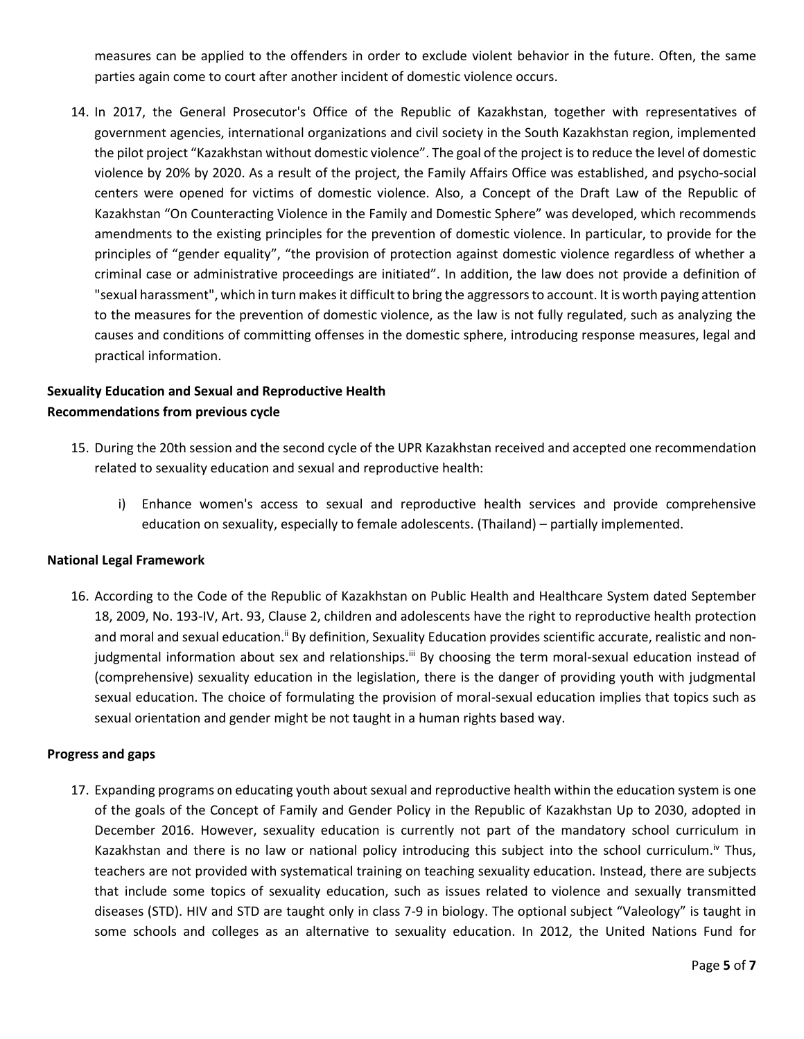measures can be applied to the offenders in order to exclude violent behavior in the future. Often, the same parties again come to court after another incident of domestic violence occurs.

14. In 2017, the General Prosecutor's Office of the Republic of Kazakhstan, together with representatives of government agencies, international organizations and civil society in the South Kazakhstan region, implemented the pilot project "Kazakhstan without domestic violence". The goal of the project is to reduce the level of domestic violence by 20% by 2020. As a result of the project, the Family Affairs Office was established, and psycho-social centers were opened for victims of domestic violence. Also, a Concept of the Draft Law of the Republic of Kazakhstan "On Counteracting Violence in the Family and Domestic Sphere" was developed, which recommends amendments to the existing principles for the prevention of domestic violence. In particular, to provide for the principles of "gender equality", "the provision of protection against domestic violence regardless of whether a criminal case or administrative proceedings are initiated". In addition, the law does not provide a definition of "sexual harassment", which in turn makes it difficult to bring the aggressors to account. It is worth paying attention to the measures for the prevention of domestic violence, as the law is not fully regulated, such as analyzing the causes and conditions of committing offenses in the domestic sphere, introducing response measures, legal and practical information.

**Sexuality Education and Sexual and Reproductive Health**
**Recommendations from previous cycle**

15. During the 20th session and the second cycle of the UPR Kazakhstan received and accepted one recommendation related to sexuality education and sexual and reproductive health:

    i) Enhance women's access to sexual and reproductive health services and provide comprehensive education on sexuality, especially to female adolescents. (Thailand) – partially implemented.

**National Legal Framework**

16. According to the Code of the Republic of Kazakhstan on Public Health and Healthcare System dated September 18, 2009, No. 193-IV, Art. 93, Clause 2, children and adolescents have the right to reproductive health protection and moral and sexual education.[ii] By definition, Sexuality Education provides scientific accurate, realistic and non-judgmental information about sex and relationships.[iii] By choosing the term moral-sexual education instead of (comprehensive) sexuality education in the legislation, there is the danger of providing youth with judgmental sexual education. The choice of formulating the provision of moral-sexual education implies that topics such as sexual orientation and gender might be not taught in a human rights based way.

**Progress and gaps**

17. Expanding programs on educating youth about sexual and reproductive health within the education system is one of the goals of the Concept of Family and Gender Policy in the Republic of Kazakhstan Up to 2030, adopted in December 2016. However, sexuality education is currently not part of the mandatory school curriculum in Kazakhstan and there is no law or national policy introducing this subject into the school curriculum.[iv] Thus, teachers are not provided with systematical training on teaching sexuality education. Instead, there are subjects that include some topics of sexuality education, such as issues related to violence and sexually transmitted diseases (STD). HIV and STD are taught only in class 7-9 in biology. The optional subject "Valeology" is taught in some schools and colleges as an alternative to sexuality education. In 2012, the United Nations Fund for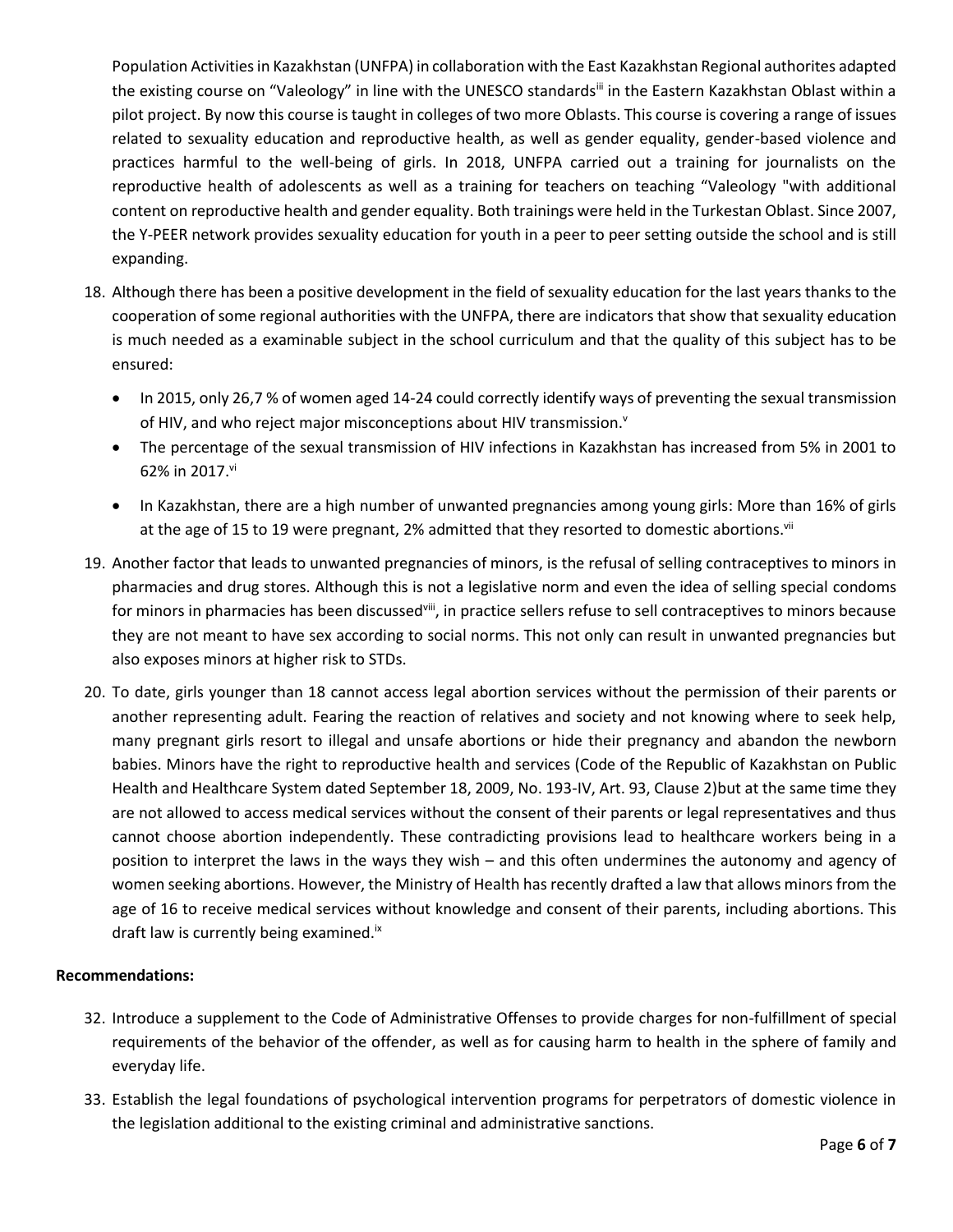Population Activities in Kazakhstan (UNFPA) in collaboration with the East Kazakhstan Regional authorites adapted the existing course on "Valeology" in line with the UNESCO standards[iii] in the Eastern Kazakhstan Oblast within a pilot project. By now this course is taught in colleges of two more Oblasts. This course is covering a range of issues related to sexuality education and reproductive health, as well as gender equality, gender-based violence and practices harmful to the well-being of girls. In 2018, UNFPA carried out a training for journalists on the reproductive health of adolescents as well as a training for teachers on teaching "Valeology "with additional content on reproductive health and gender equality. Both trainings were held in the Turkestan Oblast. Since 2007, the Y-PEER network provides sexuality education for youth in a peer to peer setting outside the school and is still expanding.

18. Although there has been a positive development in the field of sexuality education for the last years thanks to the cooperation of some regional authorities with the UNFPA, there are indicators that show that sexuality education is much needed as a examinable subject in the school curriculum and that the quality of this subject has to be ensured:
    - In 2015, only 26,7 % of women aged 14-24 could correctly identify ways of preventing the sexual transmission of HIV, and who reject major misconceptions about HIV transmission.[v]
    - The percentage of the sexual transmission of HIV infections in Kazakhstan has increased from 5% in 2001 to 62% in 2017.[vi]
    - In Kazakhstan, there are a high number of unwanted pregnancies among young girls: More than 16% of girls at the age of 15 to 19 were pregnant, 2% admitted that they resorted to domestic abortions.[vii]
19. Another factor that leads to unwanted pregnancies of minors, is the refusal of selling contraceptives to minors in pharmacies and drug stores. Although this is not a legislative norm and even the idea of selling special condoms for minors in pharmacies has been discussed[viii], in practice sellers refuse to sell contraceptives to minors because they are not meant to have sex according to social norms. This not only can result in unwanted pregnancies but also exposes minors at higher risk to STDs.
20. To date, girls younger than 18 cannot access legal abortion services without the permission of their parents or another representing adult. Fearing the reaction of relatives and society and not knowing where to seek help, many pregnant girls resort to illegal and unsafe abortions or hide their pregnancy and abandon the newborn babies. Minors have the right to reproductive health and services (Code of the Republic of Kazakhstan on Public Health and Healthcare System dated September 18, 2009, No. 193-IV, Art. 93, Clause 2)but at the same time they are not allowed to access medical services without the consent of their parents or legal representatives and thus cannot choose abortion independently. These contradicting provisions lead to healthcare workers being in a position to interpret the laws in the ways they wish – and this often undermines the autonomy and agency of women seeking abortions. However, the Ministry of Health has recently drafted a law that allows minors from the age of 16 to receive medical services without knowledge and consent of their parents, including abortions. This draft law is currently being examined.[ix]

**Recommendations:**

32. Introduce a supplement to the Code of Administrative Offenses to provide charges for non-fulfillment of special requirements of the behavior of the offender, as well as for causing harm to health in the sphere of family and everyday life.
33. Establish the legal foundations of psychological intervention programs for perpetrators of domestic violence in the legislation additional to the existing criminal and administrative sanctions.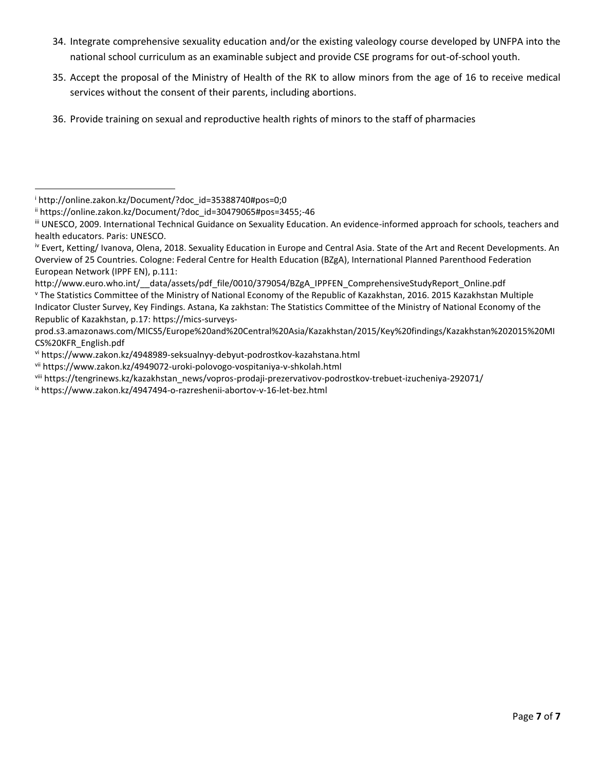34. Integrate comprehensive sexuality education and/or the existing valeology course developed by UNFPA into the national school curriculum as an examinable subject and provide CSE programs for out-of-school youth.

35. Accept the proposal of the Ministry of Health of the RK to allow minors from the age of 16 to receive medical services without the consent of their parents, including abortions.

36. Provide training on sexual and reproductive health rights of minors to the staff of pharmacies

---

[i] http://online.zakon.kz/Document/?doc_id=35388740#pos=0;0

[ii] https://online.zakon.kz/Document/?doc_id=30479065#pos=3455;-46

[iii] UNESCO, 2009. International Technical Guidance on Sexuality Education. An evidence-informed approach for schools, teachers and health educators. Paris: UNESCO.

[iv] Evert, Ketting/ Ivanova, Olena, 2018. Sexuality Education in Europe and Central Asia. State of the Art and Recent Developments. An Overview of 25 Countries. Cologne: Federal Centre for Health Education (BZgA), International Planned Parenthood Federation European Network (IPPF EN), p.111: http://www.euro.who.int/__data/assets/pdf_file/0010/379054/BZgA_IPPFEN_ComprehensiveStudyReport_Online.pdf

[v] The Statistics Committee of the Ministry of National Economy of the Republic of Kazakhstan, 2016. 2015 Kazakhstan Multiple Indicator Cluster Survey, Key Findings. Astana, Ka zakhstan: The Statistics Committee of the Ministry of National Economy of the Republic of Kazakhstan, p.17: https://mics-surveys-prod.s3.amazonaws.com/MICS5/Europe%20and%20Central%20Asia/Kazakhstan/2015/Key%20findings/Kazakhstan%202015%20MICS%20KFR_English.pdf

[vi] https://www.zakon.kz/4948989-seksualnyy-debyut-podrostkov-kazahstana.html

[vii] https://www.zakon.kz/4949072-uroki-polovogo-vospitaniya-v-shkolah.html

[viii] https://tengrinews.kz/kazakhstan_news/vopros-prodaji-prezervativov-podrostkov-trebuet-izucheniya-292071/

[ix] https://www.zakon.kz/4947494-o-razreshenii-abortov-v-16-let-bez.html